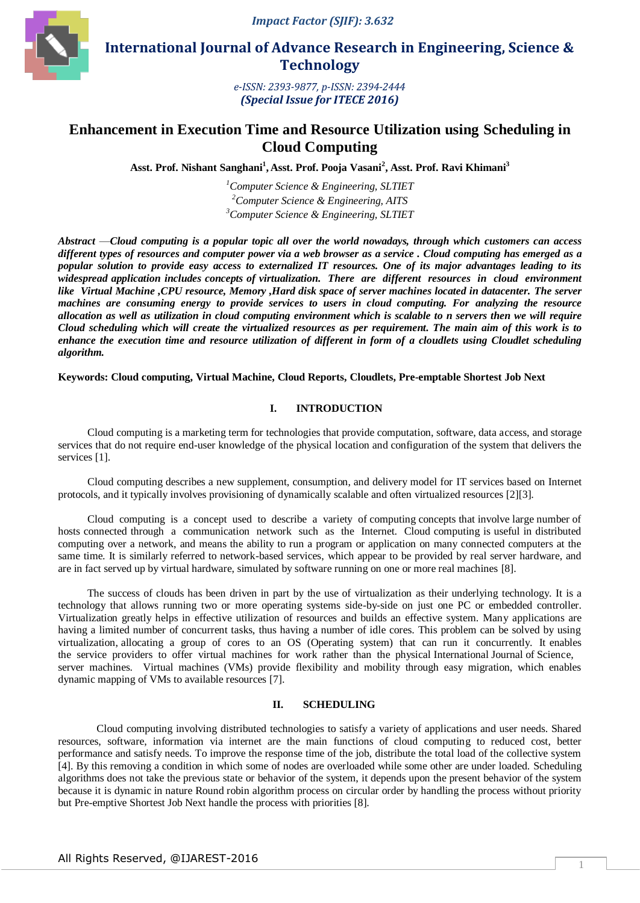*Impact Factor (SJIF): 3.632*

**International Journal of Advance Research in Engineering, Science & Technology**

*e-ISSN: 2393-9877, p-ISSN: 2394-2444*
***(Special Issue for ITECE 2016)***

# Enhancement in Execution Time and Resource Utilization using Scheduling in Cloud Computing

**Asst. Prof. Nishant Sanghani[1], Asst. Prof. Pooja Vasani[2], Asst. Prof. Ravi Khimani[3]**

[1]*Computer Science & Engineering, SLTIET*
[2]*Computer Science & Engineering, AITS*
[3]*Computer Science & Engineering, SLTIET*

***Abstract** —Cloud computing is a popular topic all over the world nowadays, through which customers can access different types of resources and computer power via a web browser as a service . Cloud computing has emerged as a popular solution to provide easy access to externalized IT resources. One of its major advantages leading to its widespread application includes concepts of virtualization. There are different resources in cloud environment like Virtual Machine ,CPU resource, Memory ,Hard disk space of server machines located in datacenter. The server machines are consuming energy to provide services to users in cloud computing. For analyzing the resource allocation as well as utilization in cloud computing environment which is scalable to n servers then we will require Cloud scheduling which will create the virtualized resources as per requirement. The main aim of this work is to enhance the execution time and resource utilization of different in form of a cloudlets using Cloudlet scheduling algorithm.*

**Keywords: Cloud computing, Virtual Machine, Cloud Reports, Cloudlets, Pre-emptable Shortest Job Next**

## I. INTRODUCTION

Cloud computing is a marketing term for technologies that provide computation, software, data access, and storage services that do not require end-user knowledge of the physical location and configuration of the system that delivers the services [1].

Cloud computing describes a new supplement, consumption, and delivery model for IT services based on Internet protocols, and it typically involves provisioning of dynamically scalable and often virtualized resources [2][3].

Cloud computing is a concept used to describe a variety of computing concepts that involve large number of hosts connected through a communication network such as the Internet. Cloud computing is useful in distributed computing over a network, and means the ability to run a program or application on many connected computers at the same time. It is similarly referred to network-based services, which appear to be provided by real server hardware, and are in fact served up by virtual hardware, simulated by software running on one or more real machines [8].

The success of clouds has been driven in part by the use of virtualization as their underlying technology. It is a technology that allows running two or more operating systems side-by-side on just one PC or embedded controller. Virtualization greatly helps in effective utilization of resources and builds an effective system. Many applications are having a limited number of concurrent tasks, thus having a number of idle cores. This problem can be solved by using virtualization, allocating a group of cores to an OS (Operating system) that can run it concurrently. It enables the service providers to offer virtual machines for work rather than the physical International Journal of Science, server machines. Virtual machines (VMs) provide flexibility and mobility through easy migration, which enables dynamic mapping of VMs to available resources [7].

## II. SCHEDULING

Cloud computing involving distributed technologies to satisfy a variety of applications and user needs. Shared resources, software, information via internet are the main functions of cloud computing to reduced cost, better performance and satisfy needs. To improve the response time of the job, distribute the total load of the collective system [4]. By this removing a condition in which some of nodes are overloaded while some other are under loaded. Scheduling algorithms does not take the previous state or behavior of the system, it depends upon the present behavior of the system because it is dynamic in nature Round robin algorithm process on circular order by handling the process without priority but Pre-emptive Shortest Job Next handle the process with priorities [8].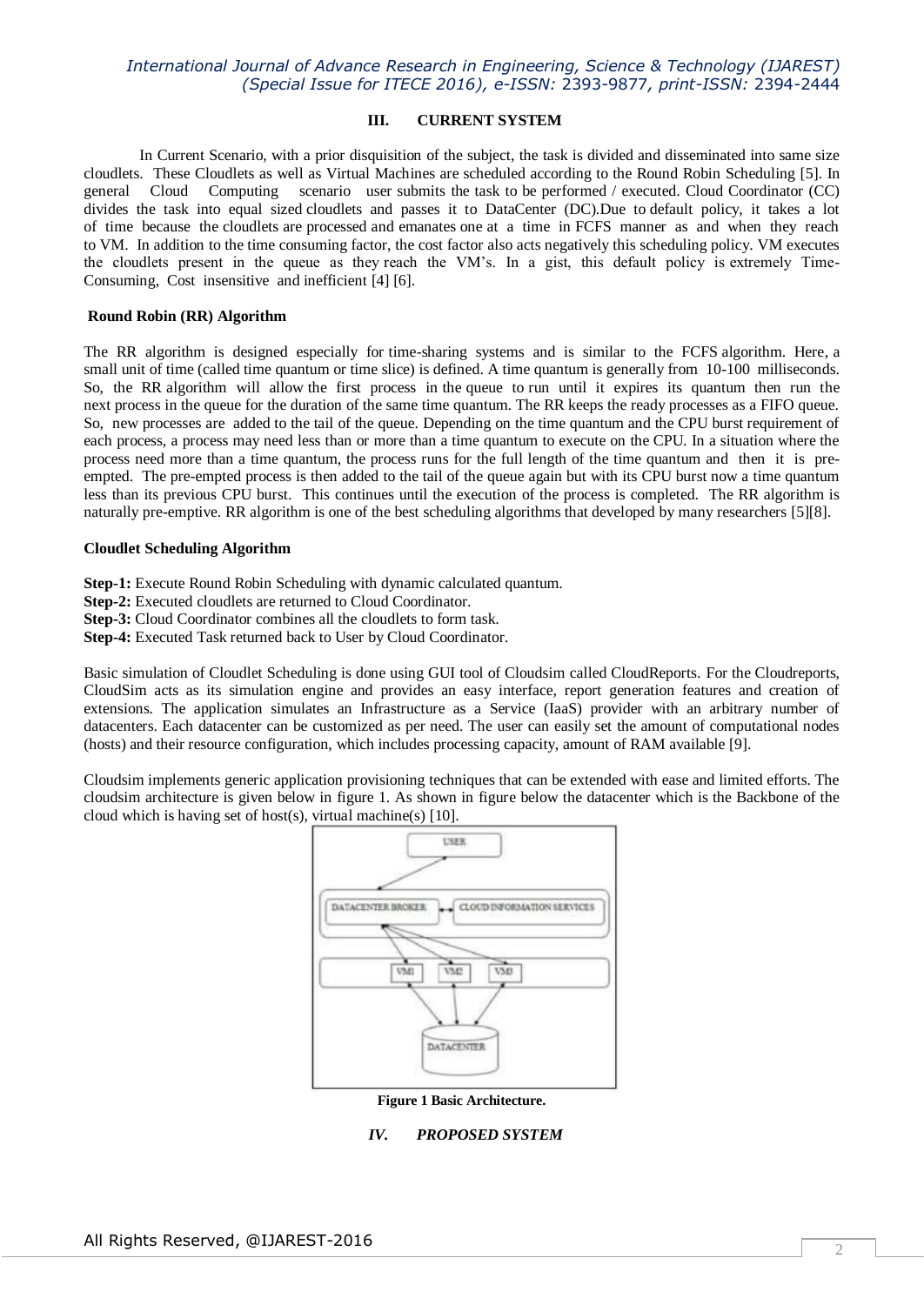## III. CURRENT SYSTEM

In Current Scenario, with a prior disquisition of the subject, the task is divided and disseminated into same size cloudlets. These Cloudlets as well as Virtual Machines are scheduled according to the Round Robin Scheduling [5]. In general Cloud Computing scenario user submits the task to be performed / executed. Cloud Coordinator (CC) divides the task into equal sized cloudlets and passes it to DataCenter (DC).Due to default policy, it takes a lot of time because the cloudlets are processed and emanates one at a time in FCFS manner as and when they reach to VM. In addition to the time consuming factor, the cost factor also acts negatively this scheduling policy. VM executes the cloudlets present in the queue as they reach the VM's. In a gist, this default policy is extremely Time-Consuming, Cost insensitive and inefficient [4] [6].

### Round Robin (RR) Algorithm

The RR algorithm is designed especially for time-sharing systems and is similar to the FCFS algorithm. Here, a small unit of time (called time quantum or time slice) is defined. A time quantum is generally from 10-100 milliseconds. So, the RR algorithm will allow the first process in the queue to run until it expires its quantum then run the next process in the queue for the duration of the same time quantum. The RR keeps the ready processes as a FIFO queue. So, new processes are added to the tail of the queue. Depending on the time quantum and the CPU burst requirement of each process, a process may need less than or more than a time quantum to execute on the CPU. In a situation where the process need more than a time quantum, the process runs for the full length of the time quantum and then it is pre-empted. The pre-empted process is then added to the tail of the queue again but with its CPU burst now a time quantum less than its previous CPU burst. This continues until the execution of the process is completed. The RR algorithm is naturally pre-emptive. RR algorithm is one of the best scheduling algorithms that developed by many researchers [5][8].

### Cloudlet Scheduling Algorithm

**Step-1:** Execute Round Robin Scheduling with dynamic calculated quantum.
**Step-2:** Executed cloudlets are returned to Cloud Coordinator.
**Step-3:** Cloud Coordinator combines all the cloudlets to form task.
**Step-4:** Executed Task returned back to User by Cloud Coordinator.

Basic simulation of Cloudlet Scheduling is done using GUI tool of Cloudsim called CloudReports. For the Cloudreports, CloudSim acts as its simulation engine and provides an easy interface, report generation features and creation of extensions. The application simulates an Infrastructure as a Service (IaaS) provider with an arbitrary number of datacenters. Each datacenter can be customized as per need. The user can easily set the amount of computational nodes (hosts) and their resource configuration, which includes processing capacity, amount of RAM available [9].

Cloudsim implements generic application provisioning techniques that can be extended with ease and limited efforts. The cloudsim architecture is given below in figure 1. As shown in figure below the datacenter which is the Backbone of the cloud which is having set of host(s), virtual machine(s) [10].

**Figure 1 Basic Architecture.**

## *IV. PROPOSED SYSTEM*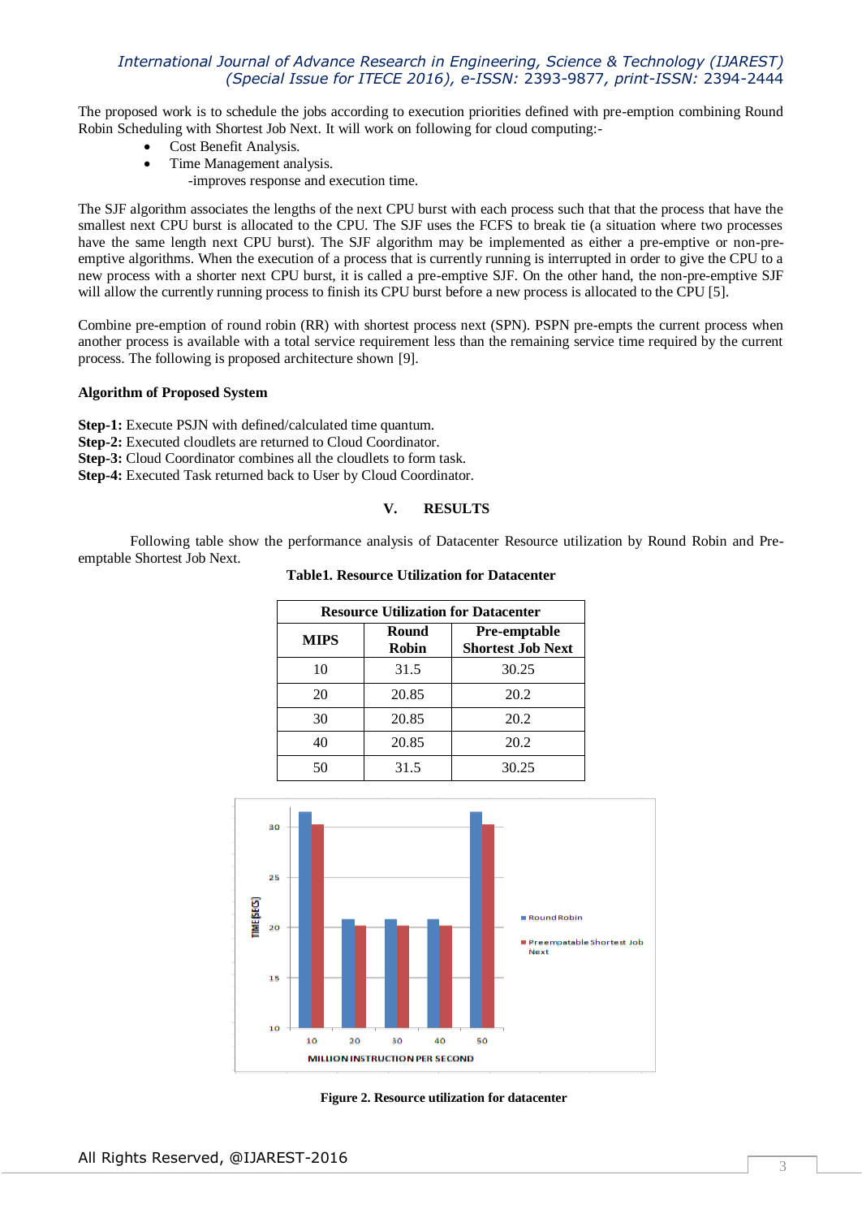The proposed work is to schedule the jobs according to execution priorities defined with pre-emption combining Round Robin Scheduling with Shortest Job Next. It will work on following for cloud computing:-

- Cost Benefit Analysis.
- Time Management analysis.
  - -improves response and execution time.

The SJF algorithm associates the lengths of the next CPU burst with each process such that that the process that have the smallest next CPU burst is allocated to the CPU. The SJF uses the FCFS to break tie (a situation where two processes have the same length next CPU burst). The SJF algorithm may be implemented as either a pre-emptive or non-pre-emptive algorithms. When the execution of a process that is currently running is interrupted in order to give the CPU to a new process with a shorter next CPU burst, it is called a pre-emptive SJF. On the other hand, the non-pre-emptive SJF will allow the currently running process to finish its CPU burst before a new process is allocated to the CPU [5].

Combine pre-emption of round robin (RR) with shortest process next (SPN). PSPN pre-empts the current process when another process is available with a total service requirement less than the remaining service time required by the current process. The following is proposed architecture shown [9].

**Algorithm of Proposed System**

**Step-1:** Execute PSJN with defined/calculated time quantum.
**Step-2:** Executed cloudlets are returned to Cloud Coordinator.
**Step-3:** Cloud Coordinator combines all the cloudlets to form task.
**Step-4:** Executed Task returned back to User by Cloud Coordinator.

## V. RESULTS

Following table show the performance analysis of Datacenter Resource utilization by Round Robin and Pre-emptable Shortest Job Next.

**Table1. Resource Utilization for Datacenter**

| Resource Utilization for Datacenter | | |
|---|---|---|
| **MIPS** | **Round Robin** | **Pre-emptable Shortest Job Next** |
| 10 | 31.5 | 30.25 |
| 20 | 20.85 | 20.2 |
| 30 | 20.85 | 20.2 |
| 40 | 20.85 | 20.2 |
| 50 | 31.5 | 30.25 |

**Figure 2. Resource utilization for datacenter**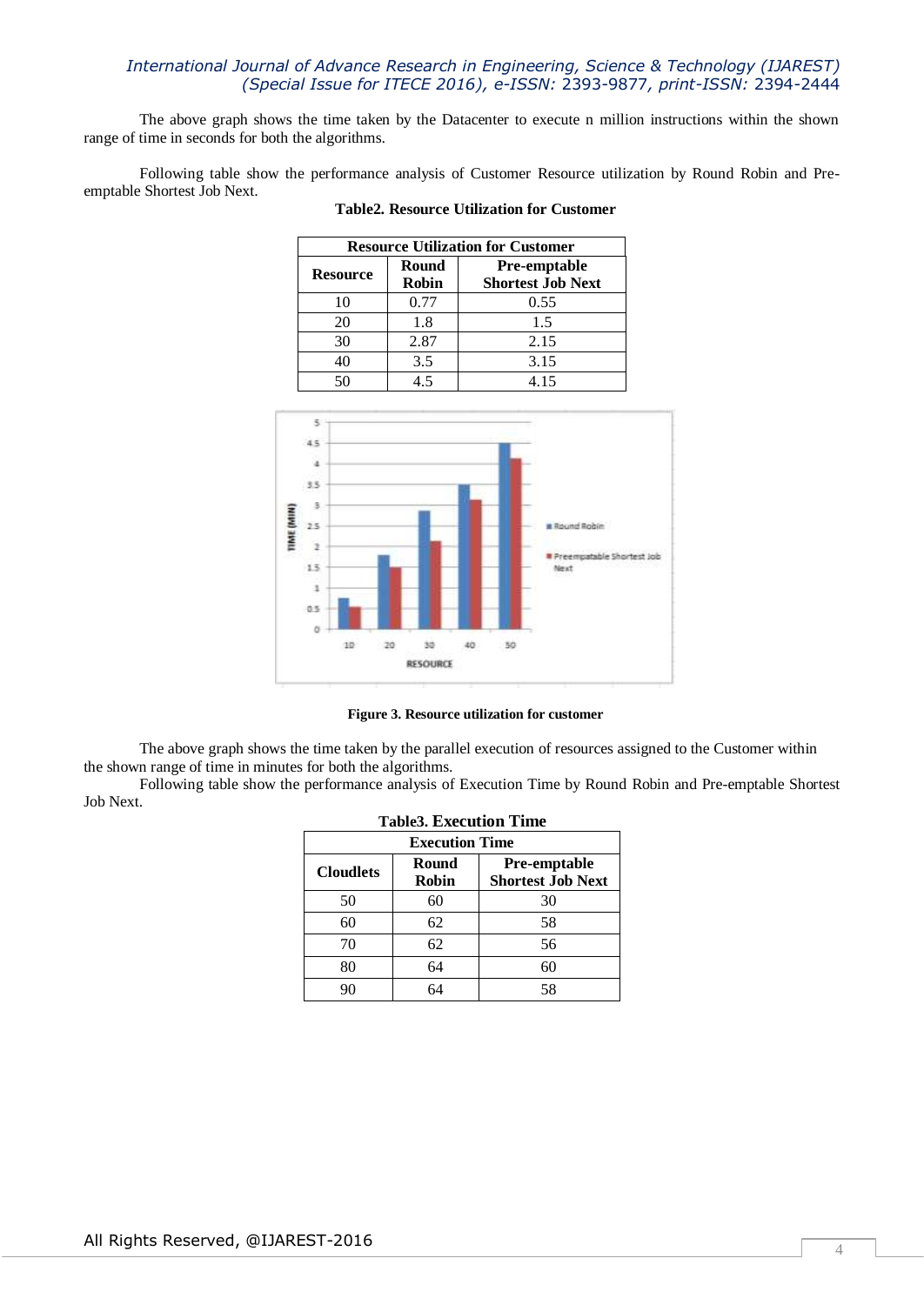The above graph shows the time taken by the Datacenter to execute n million instructions within the shown range of time in seconds for both the algorithms.

Following table show the performance analysis of Customer Resource utilization by Round Robin and Pre-emptable Shortest Job Next.

**Table2. Resource Utilization for Customer**

| Resource Utilization for Customer | | |
|---|---|---|
| **Resource** | **Round Robin** | **Pre-emptable Shortest Job Next** |
| 10 | 0.77 | 0.55 |
| 20 | 1.8 | 1.5 |
| 30 | 2.87 | 2.15 |
| 40 | 3.5 | 3.15 |
| 50 | 4.5 | 4.15 |

**Figure 3. Resource utilization for customer**

The above graph shows the time taken by the parallel execution of resources assigned to the Customer within the shown range of time in minutes for both the algorithms.

Following table show the performance analysis of Execution Time by Round Robin and Pre-emptable Shortest Job Next.

**Table3. Execution Time**

| Execution Time | | |
|---|---|---|
| **Cloudlets** | **Round Robin** | **Pre-emptable Shortest Job Next** |
| 50 | 60 | 30 |
| 60 | 62 | 58 |
| 70 | 62 | 56 |
| 80 | 64 | 60 |
| 90 | 64 | 58 |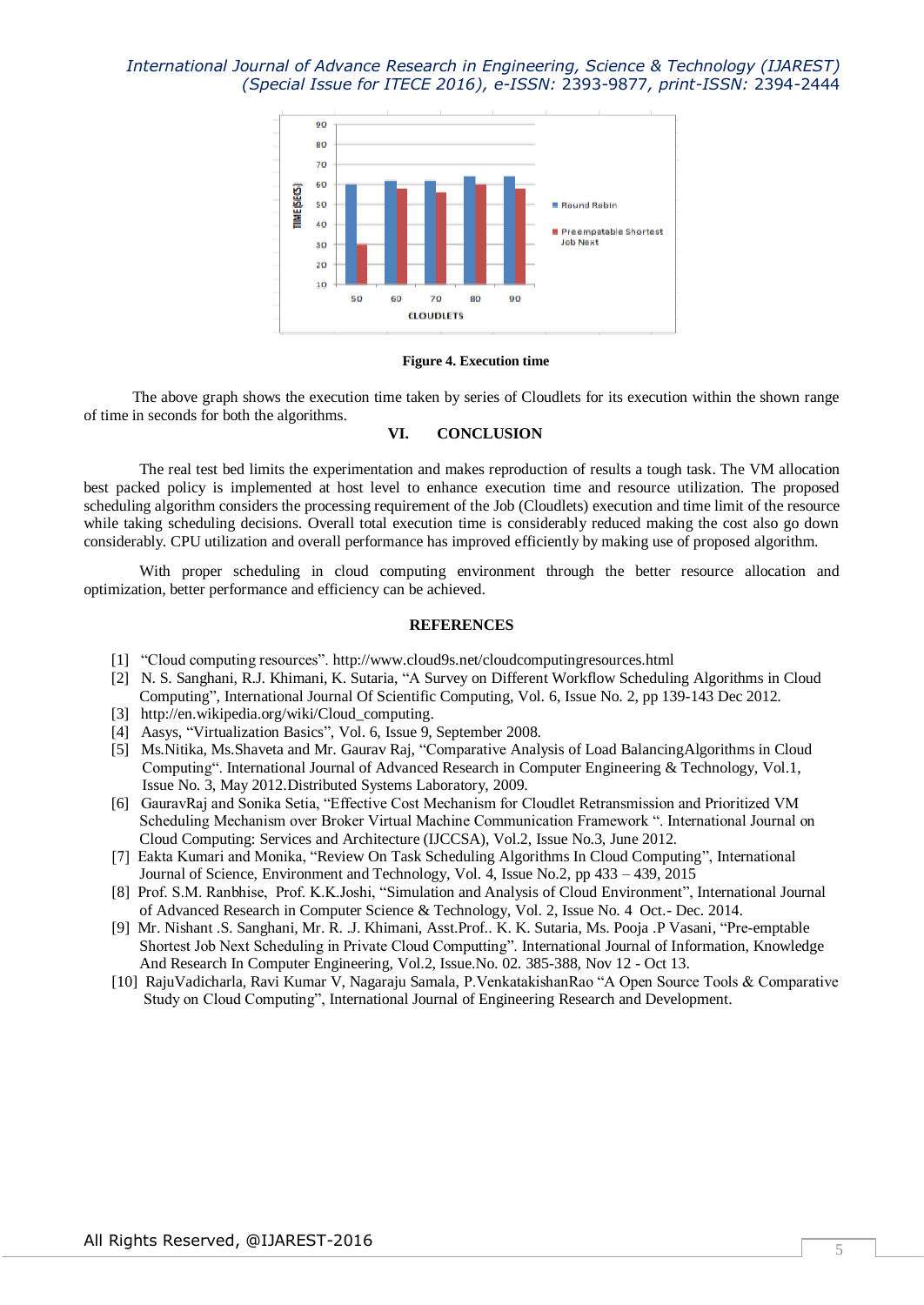90
80
70
60
50
40
30
20
10

TIME (SECS)

50 60 70 80 90

CLOUDLETS

Round Robin

Preemptable Shortest Job Next

**Figure 4. Execution time**

The above graph shows the execution time taken by series of Cloudlets for its execution within the shown range of time in seconds for both the algorithms.

## VI. CONCLUSION

The real test bed limits the experimentation and makes reproduction of results a tough task. The VM allocation best packed policy is implemented at host level to enhance execution time and resource utilization. The proposed scheduling algorithm considers the processing requirement of the Job (Cloudlets) execution and time limit of the resource while taking scheduling decisions. Overall total execution time is considerably reduced making the cost also go down considerably. CPU utilization and overall performance has improved efficiently by making use of proposed algorithm.

With proper scheduling in cloud computing environment through the better resource allocation and optimization, better performance and efficiency can be achieved.

## REFERENCES

[1] "Cloud computing resources". http://www.cloud9s.net/cloudcomputingresources.html

[2] N. S. Sanghani, R.J. Khimani, K. Sutaria, "A Survey on Different Workflow Scheduling Algorithms in Cloud Computing", International Journal Of Scientific Computing, Vol. 6, Issue No. 2, pp 139-143 Dec 2012.

[3] http://en.wikipedia.org/wiki/Cloud_computing.

[4] Aasys, "Virtualization Basics", Vol. 6, Issue 9, September 2008.

[5] Ms.Nitika, Ms.Shaveta and Mr. Gaurav Raj, "Comparative Analysis of Load BalancingAlgorithms in Cloud Computing". International Journal of Advanced Research in Computer Engineering & Technology, Vol.1, Issue No. 3, May 2012.Distributed Systems Laboratory, 2009.

[6] GauravRaj and Sonika Setia, "Effective Cost Mechanism for Cloudlet Retransmission and Prioritized VM Scheduling Mechanism over Broker Virtual Machine Communication Framework ". International Journal on Cloud Computing: Services and Architecture (IJCCSA), Vol.2, Issue No.3, June 2012.

[7] Eakta Kumari and Monika, "Review On Task Scheduling Algorithms In Cloud Computing", International Journal of Science, Environment and Technology, Vol. 4, Issue No.2, pp 433 – 439, 2015

[8] Prof. S.M. Ranbhise, Prof. K.K.Joshi, "Simulation and Analysis of Cloud Environment", International Journal of Advanced Research in Computer Science & Technology, Vol. 2, Issue No. 4 Oct.- Dec. 2014.

[9] Mr. Nishant .S. Sanghani, Mr. R. .J. Khimani, Asst.Prof.. K. K. Sutaria, Ms. Pooja .P Vasani, "Pre-emptable Shortest Job Next Scheduling in Private Cloud Computting". International Journal of Information, Knowledge And Research In Computer Engineering, Vol.2, Issue.No. 02. 385-388, Nov 12 - Oct 13.

[10] RajuVadicharla, Ravi Kumar V, Nagaraju Samala, P.VenkatakishanRao "A Open Source Tools & Comparative Study on Cloud Computing", International Journal of Engineering Research and Development.